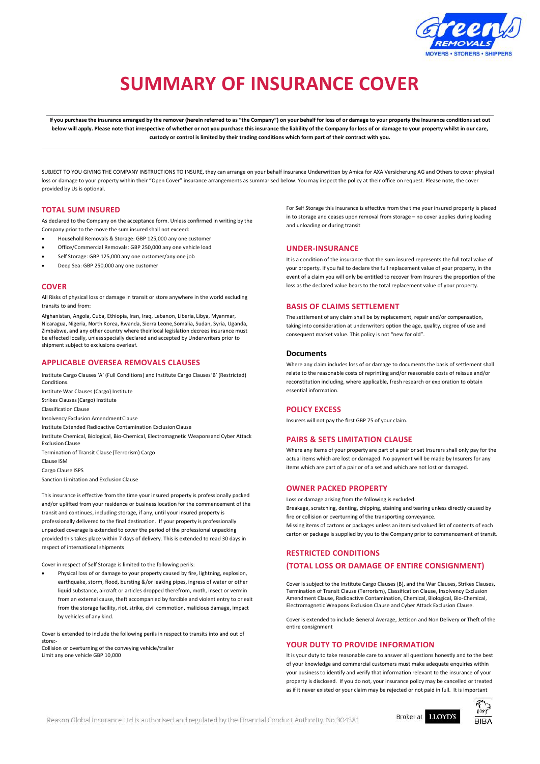# SUMMARY OF INSURANCE COVER

**If you purchase the insurance arranged by the remover (herein referred to as "the Company") on your behalf for loss of or damage to your property the insurance conditions set out below will apply. Please note that irrespective of whether or not you purchase this insurance the liability of the Company for loss of or damage to your property whilst in our care, custody or control is limited by their trading conditions which form part of their contract with you.**

SUBJECT TO YOU GIVING THE COMPANY INSTRUCTIONS TO INSURE, they can arrange on your behalf insurance Underwritten by Amica for AXA Versicherung AG and Others to cover physical loss or damage to your property within their "Open Cover" insurance arrangements as summarised below. You may inspect the policy at their office on request. Please note, the cover provided by Us is optional.

## TOTAL SUM INSURED

As declared to the Company on the acceptance form. Unless confirmed in writing by the Company prior to the move the sum insured shall not exceed:

- Household Removals & Storage: GBP 125,000 any one customer
- Office/Commercial Removals: GBP 250,000 any one vehicle load
- Self Storage: GBP 125,000 any one customer/any one job
- Deep Sea: GBP 250,000 any one customer

## COVER

All Risks of physical loss or damage in transit or store anywhere in the world excluding transits to and from:

Afghanistan, Angola, Cuba, Ethiopia, Iran, Iraq, Lebanon, Liberia, Libya, Myanmar, Nicaragua, Nigeria, North Korea, Rwanda, Sierra Leone, Somalia, Sudan, Syria, Uganda, Zimbabwe, and any other country where their local legislation decrees insurance must be effected locally, unless specially declared and accepted by Underwriters prior to shipment subject to exclusions overleaf.

## APPLICABLE OVERSEA REMOVALS CLAUSES

Institute Cargo Clauses 'A' (Full Conditions) and Institute Cargo Clauses 'B' (Restricted) Conditions.

Institute War Clauses (Cargo) Institute

Strikes Clauses (Cargo) Institute

Classification Clause

Insolvency Exclusion Amendment Clause

Institute Extended Radioactive Contamination Exclusion Clause

Institute Chemical, Biological, Bio-Chemical, Electromagnetic Weapons and Cyber Attack Exclusion Clause

Termination of Transit Clause (Terrorism) Cargo

Clause ISM

Cargo Clause ISPS

Sanction Limitation and Exclusion Clause

This insurance is effective from the time your insured property is professionally packed and/or uplifted from your residence or business location for the commencement of the transit and continues, including storage, if any, until your insured property is professionally delivered to the final destination. If your property is professionally unpacked coverage is extended to cover the period of the professional unpacking provided this takes place within 7 days of delivery. This is extended to read 30 days in respect of international shipments

Cover in respect of Self Storage is limited to the following perils:

- Physical loss of or damage to your property caused by fire, lightning, explosion, earthquake, storm, flood, bursting &/or leaking pipes, ingress of water or other liquid substance, aircraft or articles dropped therefrom, moth, insect or vermin from an external cause, theft accompanied by forcible and violent entry to or exit from the storage facility, riot, strike, civil commotion, malicious damage, impact by vehicles of any kind.

Cover is extended to include the following perils in respect to transits into and out of store:-
Collision or overturning of the conveying vehicle/trailer
Limit any one vehicle GBP 10,000

For Self Storage this insurance is effective from the time your insured property is placed in to storage and ceases upon removal from storage – no cover applies during loading and unloading or during transit

## UNDER-INSURANCE

It is a condition of the insurance that the sum insured represents the full total value of your property. If you fail to declare the full replacement value of your property, in the event of a claim you will only be entitled to recover from Insurers the proportion of the loss as the declared value bears to the total replacement value of your property.

## BASIS OF CLAIMS SETTLEMENT

The settlement of any claim shall be by replacement, repair and/or compensation, taking into consideration at underwriters option the age, quality, degree of use and consequent market value. This policy is not "new for old".

### Documents

Where any claim includes loss of or damage to documents the basis of settlement shall relate to the reasonable costs of reprinting and/or reasonable costs of reissue and/or reconstitution including, where applicable, fresh research or exploration to obtain essential information.

## POLICY EXCESS

Insurers will not pay the first GBP 75 of your claim.

## PAIRS & SETS LIMITATION CLAUSE

Where any items of your property are part of a pair or set Insurers shall only pay for the actual items which are lost or damaged. No payment will be made by Insurers for any items which are part of a pair or of a set and which are not lost or damaged.

## OWNER PACKED PROPERTY

Loss or damage arising from the following is excluded:
Breakage, scratching, denting, chipping, staining and tearing unless directly caused by fire or collision or overturning of the transporting conveyance.
Missing items of cartons or packages unless an itemised valued list of contents of each carton or package is supplied by you to the Company prior to commencement of transit.

## RESTRICTED CONDITIONS
## (TOTAL LOSS OR DAMAGE OF ENTIRE CONSIGNMENT)

Cover is subject to the Institute Cargo Clauses (B), and the War Clauses, Strikes Clauses, Termination of Transit Clause (Terrorism), Classification Clause, Insolvency Exclusion Amendment Clause, Radioactive Contamination, Chemical, Biological, Bio-Chemical, Electromagnetic Weapons Exclusion Clause and Cyber Attack Exclusion Clause.

Cover is extended to include General Average, Jettison and Non Delivery or Theft of the entire consignment

## YOUR DUTY TO PROVIDE INFORMATION

It is your duty to take reasonable care to answer all questions honestly and to the best of your knowledge and commercial customers must make adequate enquiries within your business to identify and verify that information relevant to the insurance of your property is disclosed. If you do not, your insurance policy may be cancelled or treated as if it never existed or your claim may be rejected or not paid in full. It is important

Reason Global Insurance Ltd is authorised and regulated by the Financial Conduct Authority. No 304381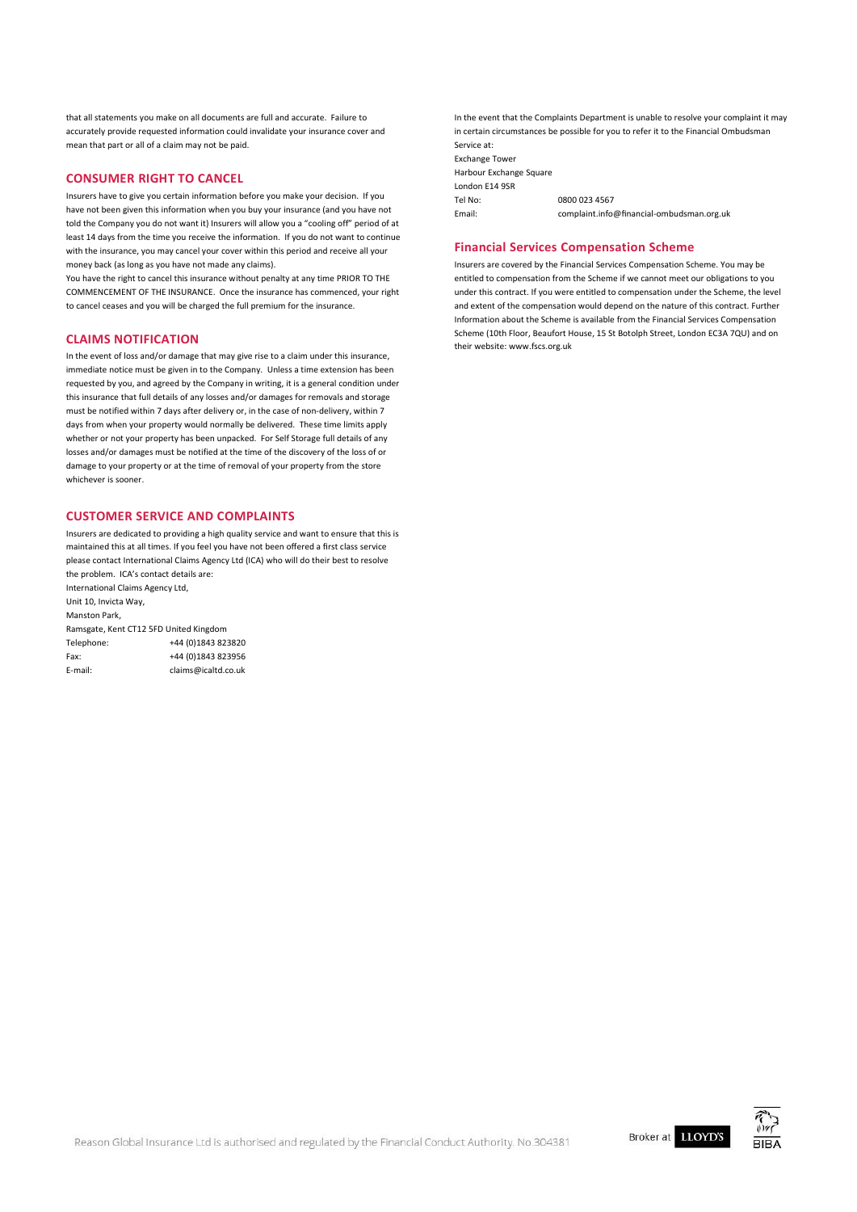that all statements you make on all documents are full and accurate. Failure to accurately provide requested information could invalidate your insurance cover and mean that part or all of a claim may not be paid.

## CONSUMER RIGHT TO CANCEL

Insurers have to give you certain information before you make your decision. If you have not been given this information when you buy your insurance (and you have not told the Company you do not want it) Insurers will allow you a "cooling off" period of at least 14 days from the time you receive the information. If you do not want to continue with the insurance, you may cancel your cover within this period and receive all your money back (as long as you have not made any claims).

You have the right to cancel this insurance without penalty at any time PRIOR TO THE COMMENCEMENT OF THE INSURANCE. Once the insurance has commenced, your right to cancel ceases and you will be charged the full premium for the insurance.

## CLAIMS NOTIFICATION

In the event of loss and/or damage that may give rise to a claim under this insurance, immediate notice must be given in to the Company. Unless a time extension has been requested by you, and agreed by the Company in writing, it is a general condition under this insurance that full details of any losses and/or damages for removals and storage must be notified within 7 days after delivery or, in the case of non-delivery, within 7 days from when your property would normally be delivered. These time limits apply whether or not your property has been unpacked. For Self Storage full details of any losses and/or damages must be notified at the time of the discovery of the loss of or damage to your property or at the time of removal of your property from the store whichever is sooner.

## CUSTOMER SERVICE AND COMPLAINTS

Insurers are dedicated to providing a high quality service and want to ensure that this is maintained this at all times. If you feel you have not been offered a first class service please contact International Claims Agency Ltd (ICA) who will do their best to resolve the problem. ICA's contact details are:

International Claims Agency Ltd,
Unit 10, Invicta Way,
Manston Park,
Ramsgate, Kent CT12 5FD United Kingdom

| | |
|---|---|
| Telephone: | +44 (0)1843 823820 |
| Fax: | +44 (0)1843 823956 |
| E-mail: | claims@icaltd.co.uk |

In the event that the Complaints Department is unable to resolve your complaint it may in certain circumstances be possible for you to refer it to the Financial Ombudsman Service at:

Exchange Tower
Harbour Exchange Square
London E14 9SR

| | |
|---|---|
| Tel No: | 0800 023 4567 |
| Email: | complaint.info@financial-ombudsman.org.uk |

## Financial Services Compensation Scheme

Insurers are covered by the Financial Services Compensation Scheme. You may be entitled to compensation from the Scheme if we cannot meet our obligations to you under this contract. If you were entitled to compensation under the Scheme, the level and extent of the compensation would depend on the nature of this contract. Further Information about the Scheme is available from the Financial Services Compensation Scheme (10th Floor, Beaufort House, 15 St Botolph Street, London EC3A 7QU) and on their website: www.fscs.org.uk

Reason Global Insurance Ltd is authorised and regulated by the Financial Conduct Authority. No.304381

Broker at LLOYD'S

BIBA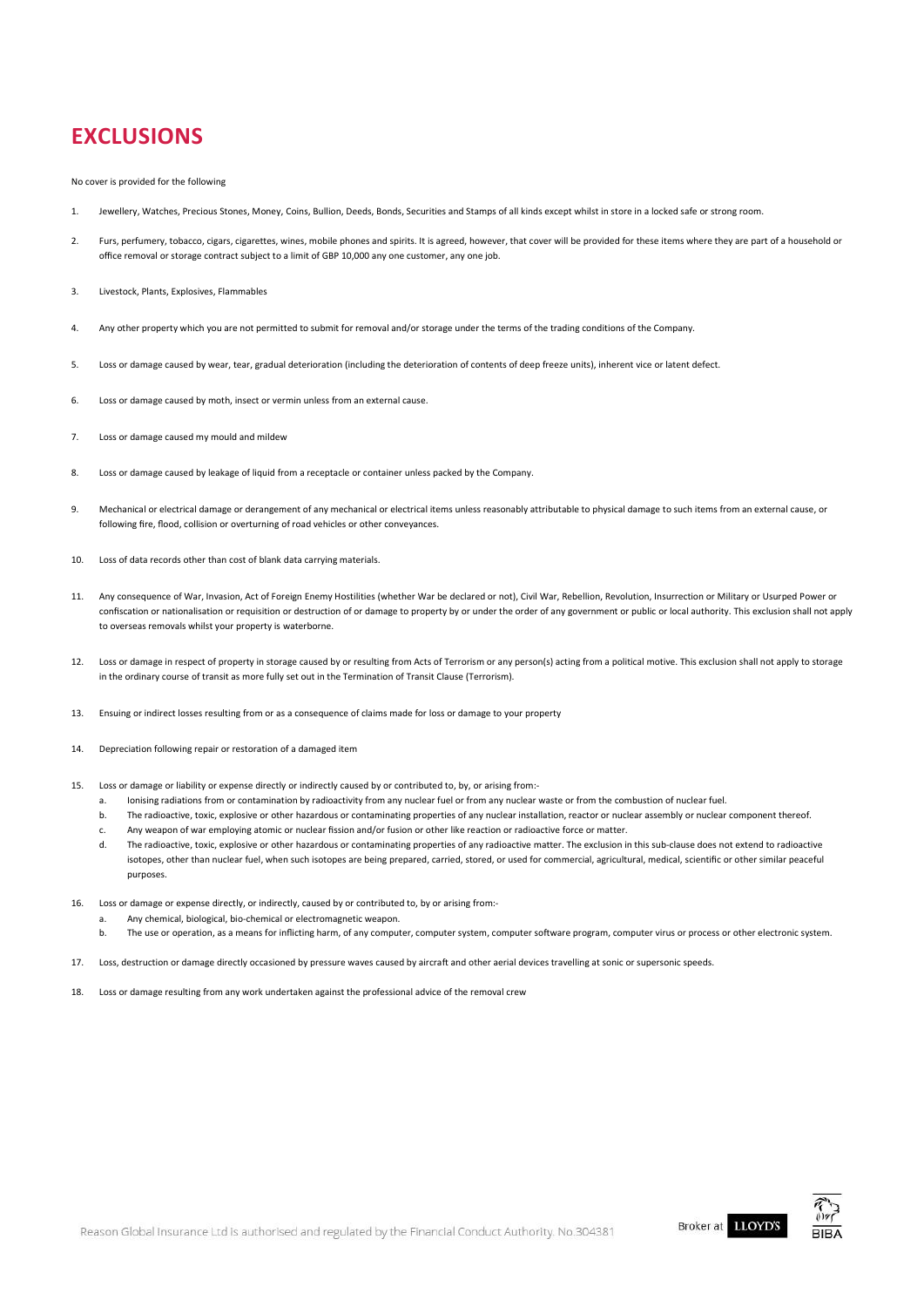# EXCLUSIONS

No cover is provided for the following

1. Jewellery, Watches, Precious Stones, Money, Coins, Bullion, Deeds, Bonds, Securities and Stamps of all kinds except whilst in store in a locked safe or strong room.
2. Furs, perfumery, tobacco, cigars, cigarettes, wines, mobile phones and spirits. It is agreed, however, that cover will be provided for these items where they are part of a household or office removal or storage contract subject to a limit of GBP 10,000 any one customer, any one job.
3. Livestock, Plants, Explosives, Flammables
4. Any other property which you are not permitted to submit for removal and/or storage under the terms of the trading conditions of the Company.
5. Loss or damage caused by wear, tear, gradual deterioration (including the deterioration of contents of deep freeze units), inherent vice or latent defect.
6. Loss or damage caused by moth, insect or vermin unless from an external cause.
7. Loss or damage caused my mould and mildew
8. Loss or damage caused by leakage of liquid from a receptacle or container unless packed by the Company.
9. Mechanical or electrical damage or derangement of any mechanical or electrical items unless reasonably attributable to physical damage to such items from an external cause, or following fire, flood, collision or overturning of road vehicles or other conveyances.
10. Loss of data records other than cost of blank data carrying materials.
11. Any consequence of War, Invasion, Act of Foreign Enemy Hostilities (whether War be declared or not), Civil War, Rebellion, Revolution, Insurrection or Military or Usurped Power or confiscation or nationalisation or requisition or destruction of or damage to property by or under the order of any government or public or local authority. This exclusion shall not apply to overseas removals whilst your property is waterborne.
12. Loss or damage in respect of property in storage caused by or resulting from Acts of Terrorism or any person(s) acting from a political motive. This exclusion shall not apply to storage in the ordinary course of transit as more fully set out in the Termination of Transit Clause (Terrorism).
13. Ensuing or indirect losses resulting from or as a consequence of claims made for loss or damage to your property
14. Depreciation following repair or restoration of a damaged item
15. Loss or damage or liability or expense directly or indirectly caused by or contributed to, by, or arising from:-
    a. Ionising radiations from or contamination by radioactivity from any nuclear fuel or from any nuclear waste or from the combustion of nuclear fuel.
    b. The radioactive, toxic, explosive or other hazardous or contaminating properties of any nuclear installation, reactor or nuclear assembly or nuclear component thereof.
    c. Any weapon of war employing atomic or nuclear fission and/or fusion or other like reaction or radioactive force or matter.
    d. The radioactive, toxic, explosive or other hazardous or contaminating properties of any radioactive matter. The exclusion in this sub-clause does not extend to radioactive isotopes, other than nuclear fuel, when such isotopes are being prepared, carried, stored, or used for commercial, agricultural, medical, scientific or other similar peaceful purposes.
16. Loss or damage or expense directly, or indirectly, caused by or contributed to, by or arising from:-
    a. Any chemical, biological, bio-chemical or electromagnetic weapon.
    b. The use or operation, as a means for inflicting harm, of any computer, computer system, computer software program, computer virus or process or other electronic system.
17. Loss, destruction or damage directly occasioned by pressure waves caused by aircraft and other aerial devices travelling at sonic or supersonic speeds.
18. Loss or damage resulting from any work undertaken against the professional advice of the removal crew

Reason Global Insurance Ltd is authorised and regulated by the Financial Conduct Authority. No.304381

Broker at LLOYD'S

BIBA